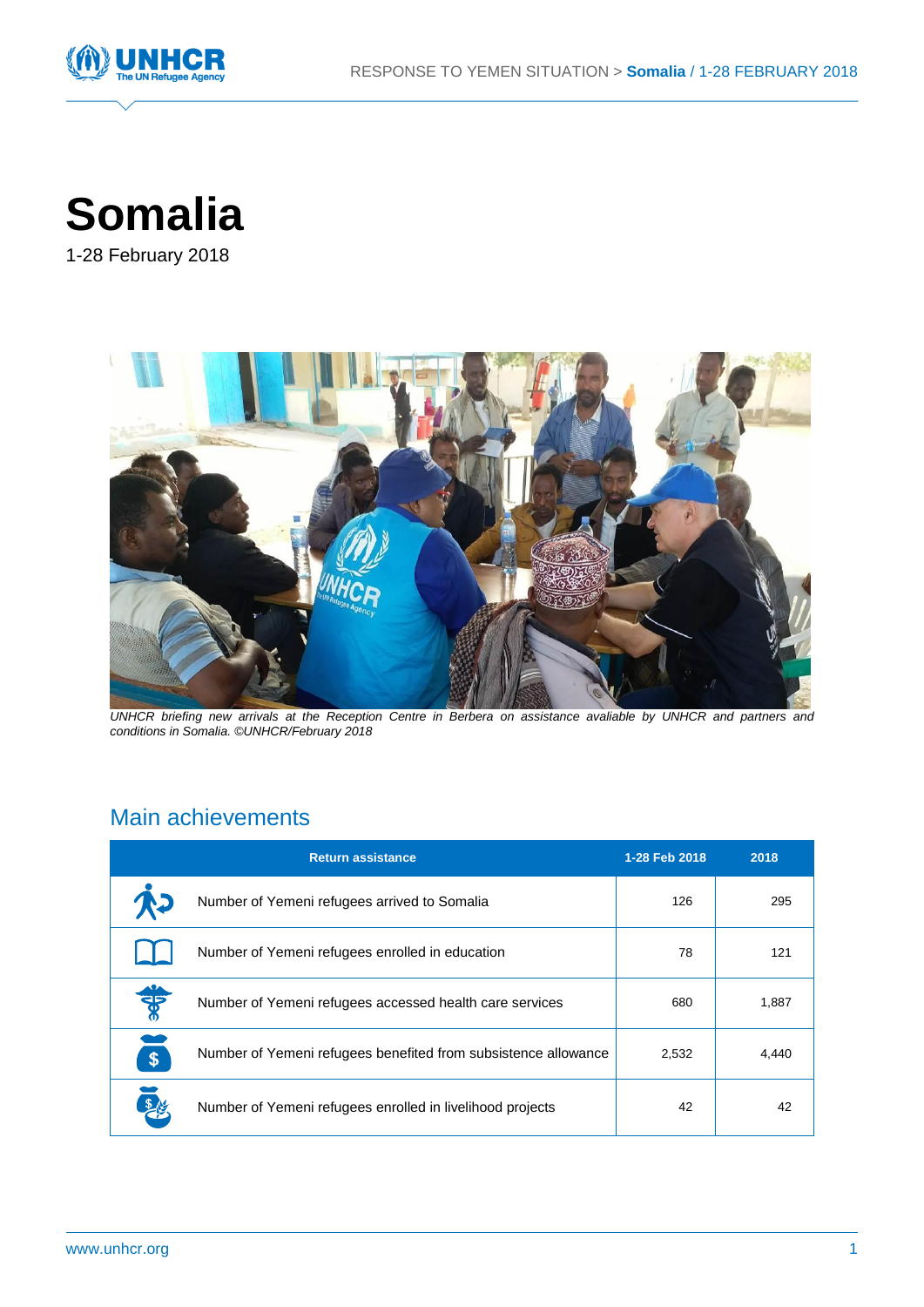# Somalia

1-28 February 2018

*UNHCR briefing new arrivals at the Reception Centre in Berbera on assistance avaliable by UNHCR and partners and conditions in Somalia. ©UNHCR/February 2018*

## Main achievements

| Return assistance | 1-28 Feb 2018 | 2018 |
|---|---|---|
| Number of Yemeni refugees arrived to Somalia | 126 | 295 |
| Number of Yemeni refugees enrolled in education | 78 | 121 |
| Number of Yemeni refugees accessed health care services | 680 | 1,887 |
| Number of Yemeni refugees benefited from subsistence allowance | 2,532 | 4,440 |
| Number of Yemeni refugees enrolled in livelihood projects | 42 | 42 |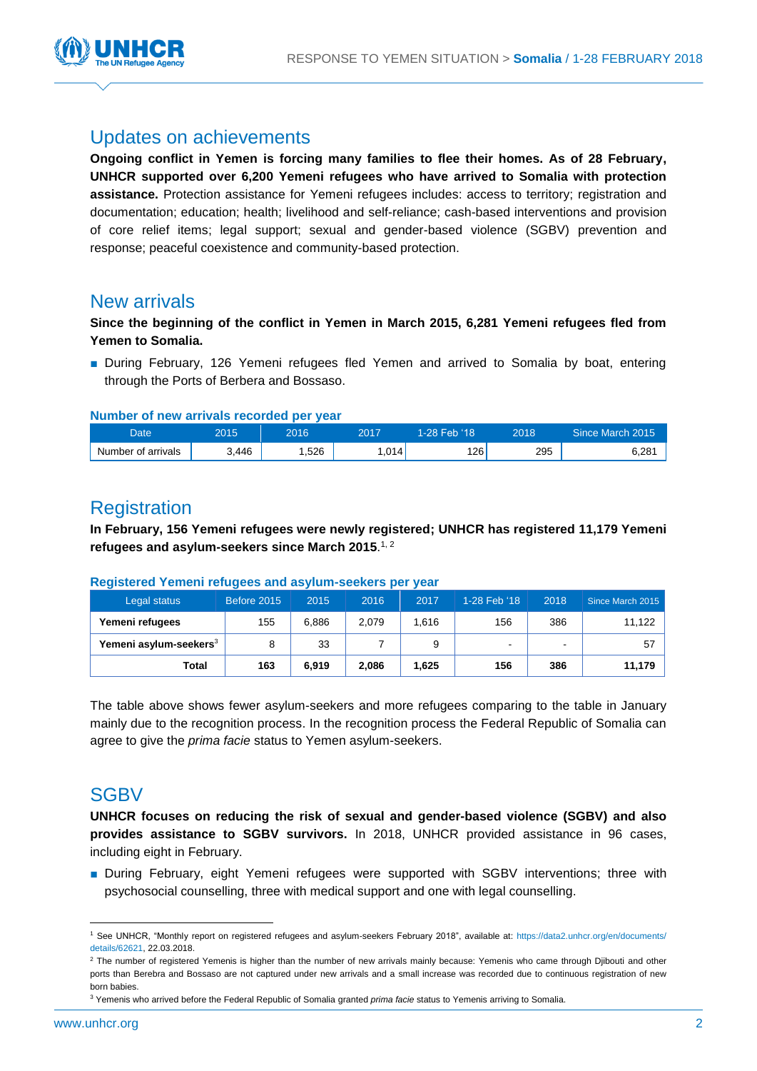## Updates on achievements

**Ongoing conflict in Yemen is forcing many families to flee their homes. As of 28 February, UNHCR supported over 6,200 Yemeni refugees who have arrived to Somalia with protection assistance.** Protection assistance for Yemeni refugees includes: access to territory; registration and documentation; education; health; livelihood and self-reliance; cash-based interventions and provision of core relief items; legal support; sexual and gender-based violence (SGBV) prevention and response; peaceful coexistence and community-based protection.

## New arrivals

**Since the beginning of the conflict in Yemen in March 2015, 6,281 Yemeni refugees fled from Yemen to Somalia.**

- During February, 126 Yemeni refugees fled Yemen and arrived to Somalia by boat, entering through the Ports of Berbera and Bossaso.

**Number of new arrivals recorded per year**

| Date | 2015 | 2016 | 2017 | 1-28 Feb '18 | 2018 | Since March 2015 |
|---|---|---|---|---|---|---|
| Number of arrivals | 3,446 | 1,526 | 1,014 | 126 | 295 | 6,281 |

## Registration

**In February, 156 Yemeni refugees were newly registered; UNHCR has registered 11,179 Yemeni refugees and asylum-seekers since March 2015**.[1, 2]

**Registered Yemeni refugees and asylum-seekers per year**

| Legal status | Before 2015 | 2015 | 2016 | 2017 | 1-28 Feb '18 | 2018 | Since March 2015 |
|---|---|---|---|---|---|---|---|
| **Yemeni refugees** | 155 | 6,886 | 2,079 | 1,616 | 156 | 386 | 11,122 |
| **Yemeni asylum-seekers**[3] | 8 | 33 | 7 | 9 | - | - | 57 |
| **Total** | **163** | **6,919** | **2,086** | **1,625** | **156** | **386** | **11,179** |

The table above shows fewer asylum-seekers and more refugees comparing to the table in January mainly due to the recognition process. In the recognition process the Federal Republic of Somalia can agree to give the *prima facie* status to Yemen asylum-seekers.

## SGBV

**UNHCR focuses on reducing the risk of sexual and gender-based violence (SGBV) and also provides assistance to SGBV survivors.** In 2018, UNHCR provided assistance in 96 cases, including eight in February.

- During February, eight Yemeni refugees were supported with SGBV interventions; three with psychosocial counselling, three with medical support and one with legal counselling.

---

[1] See UNHCR, "Monthly report on registered refugees and asylum-seekers February 2018", available at: https://data2.unhcr.org/en/documents/details/62621, 22.03.2018.

[2] The number of registered Yemenis is higher than the number of new arrivals mainly because: Yemenis who came through Djibouti and other ports than Berebra and Bossaso are not captured under new arrivals and a small increase was recorded due to continuous registration of new born babies.

[3] Yemenis who arrived before the Federal Republic of Somalia granted *prima facie* status to Yemenis arriving to Somalia.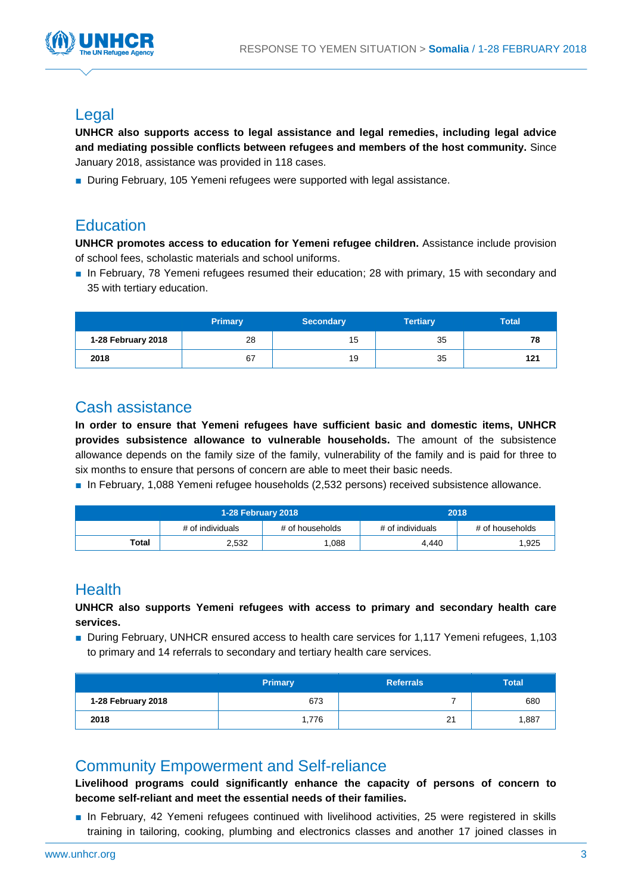## Legal

**UNHCR also supports access to legal assistance and legal remedies, including legal advice and mediating possible conflicts between refugees and members of the host community.** Since January 2018, assistance was provided in 118 cases.

- During February, 105 Yemeni refugees were supported with legal assistance.

## Education

**UNHCR promotes access to education for Yemeni refugee children.** Assistance include provision of school fees, scholastic materials and school uniforms.

- In February, 78 Yemeni refugees resumed their education; 28 with primary, 15 with secondary and 35 with tertiary education.

| | Primary | Secondary | Tertiary | Total |
|---|---|---|---|---|
| **1-28 February 2018** | 28 | 15 | 35 | **78** |
| **2018** | 67 | 19 | 35 | **121** |

## Cash assistance

**In order to ensure that Yemeni refugees have sufficient basic and domestic items, UNHCR provides subsistence allowance to vulnerable households.** The amount of the subsistence allowance depends on the family size of the family, vulnerability of the family and is paid for three to six months to ensure that persons of concern are able to meet their basic needs.

- In February, 1,088 Yemeni refugee households (2,532 persons) received subsistence allowance.

| | 1-28 February 2018 | | 2018 | |
|---|---|---|---|---|
| | # of individuals | # of households | # of individuals | # of households |
| **Total** | 2,532 | 1,088 | 4,440 | 1,925 |

## Health

**UNHCR also supports Yemeni refugees with access to primary and secondary health care services.**

- During February, UNHCR ensured access to health care services for 1,117 Yemeni refugees, 1,103 to primary and 14 referrals to secondary and tertiary health care services.

| | Primary | Referrals | Total |
|---|---|---|---|
| **1-28 February 2018** | 673 | 7 | 680 |
| **2018** | 1,776 | 21 | 1,887 |

## Community Empowerment and Self-reliance

**Livelihood programs could significantly enhance the capacity of persons of concern to become self-reliant and meet the essential needs of their families.**

- In February, 42 Yemeni refugees continued with livelihood activities, 25 were registered in skills training in tailoring, cooking, plumbing and electronics classes and another 17 joined classes in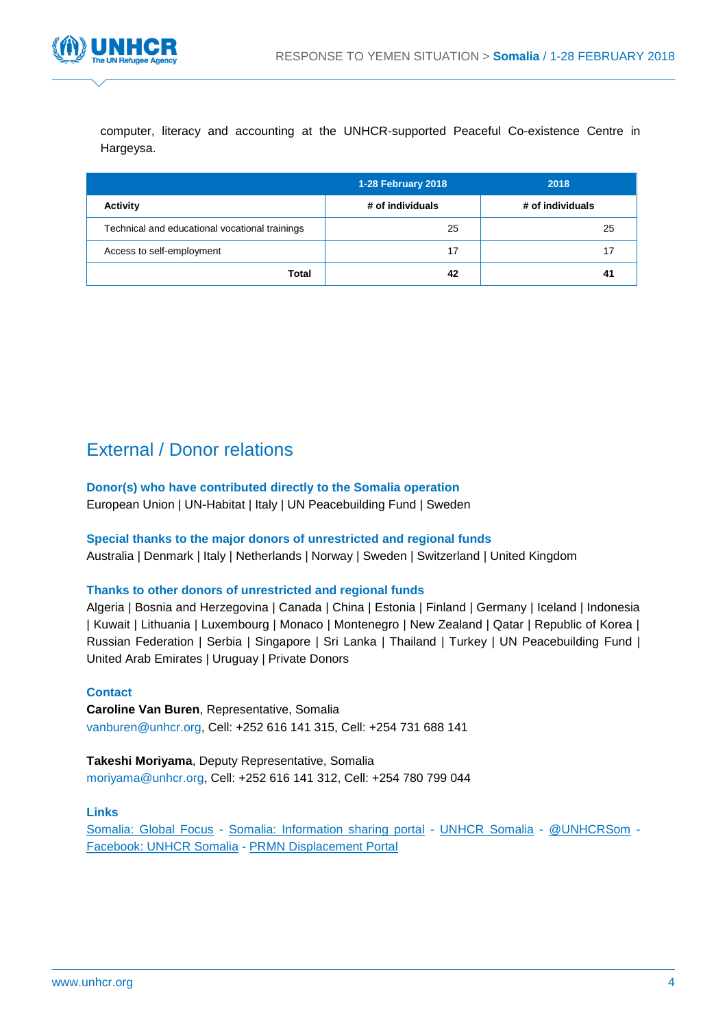computer, literacy and accounting at the UNHCR-supported Peaceful Co-existence Centre in Hargeysa.

| | 1-28 February 2018 | 2018 |
|---|---|---|
| **Activity** | **# of individuals** | **# of individuals** |
| Technical and educational vocational trainings | 25 | 25 |
| Access to self-employment | 17 | 17 |
| **Total** | **42** | **41** |

## External / Donor relations

**Donor(s) who have contributed directly to the Somalia operation**
European Union | UN-Habitat | Italy | UN Peacebuilding Fund | Sweden

**Special thanks to the major donors of unrestricted and regional funds**
Australia | Denmark | Italy | Netherlands | Norway | Sweden | Switzerland | United Kingdom

**Thanks to other donors of unrestricted and regional funds**
Algeria | Bosnia and Herzegovina | Canada | China | Estonia | Finland | Germany | Iceland | Indonesia | Kuwait | Lithuania | Luxembourg | Monaco | Montenegro | New Zealand | Qatar | Republic of Korea | Russian Federation | Serbia | Singapore | Sri Lanka | Thailand | Turkey | UN Peacebuilding Fund | United Arab Emirates | Uruguay | Private Donors

**Contact**

**Caroline Van Buren**, Representative, Somalia
vanburen@unhcr.org, Cell: +252 616 141 315, Cell: +254 731 688 141

**Takeshi Moriyama**, Deputy Representative, Somalia
moriyama@unhcr.org, Cell: +252 616 141 312, Cell: +254 780 799 044

**Links**

Somalia: Global Focus - Somalia: Information sharing portal - UNHCR Somalia - @UNHCRSom - Facebook: UNHCR Somalia - PRMN Displacement Portal